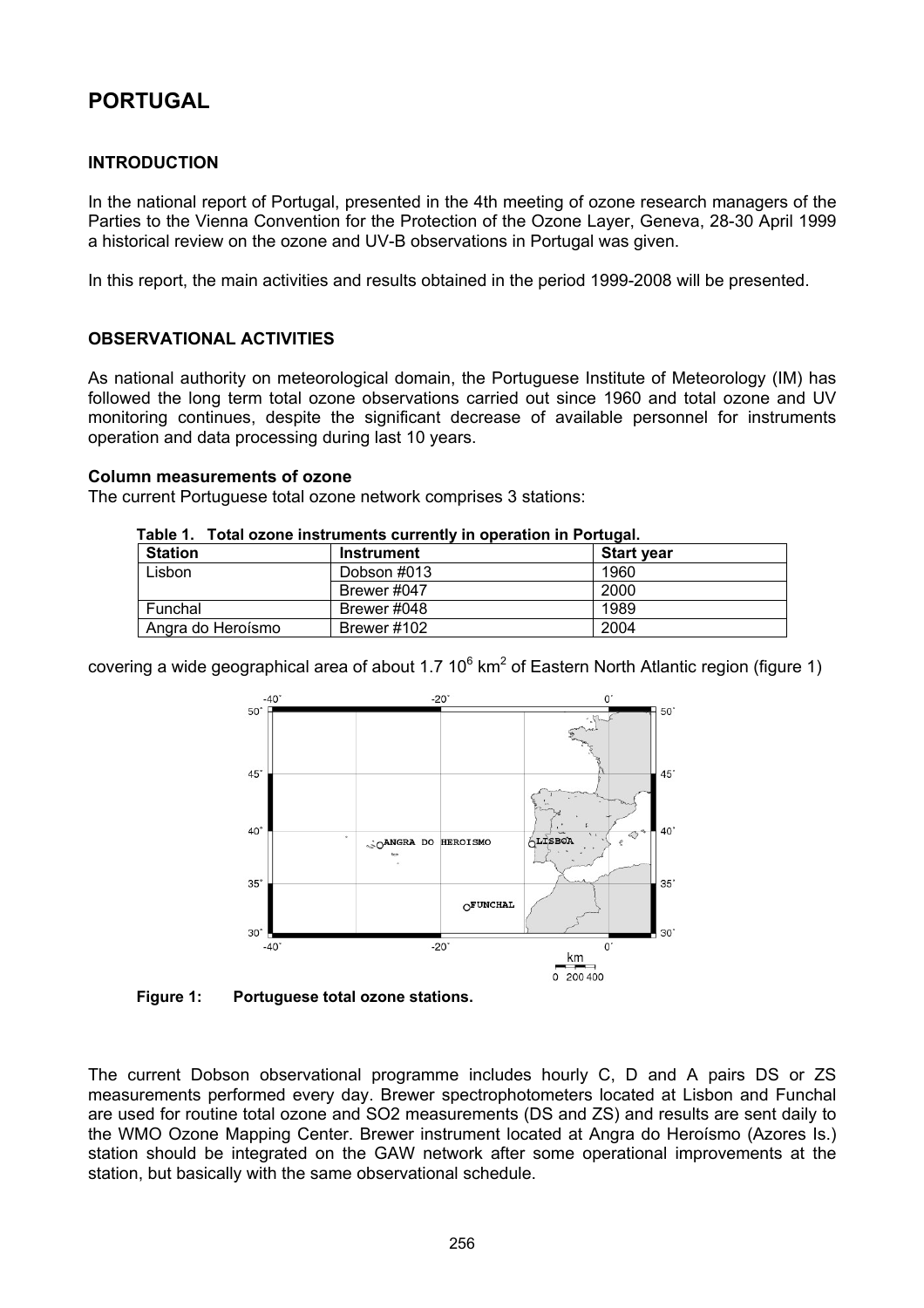# PORTUGAL

## INTRODUCTION

In the national report of Portugal, presented in the 4th meeting of ozone research managers of the Parties to the Vienna Convention for the Protection of the Ozone Layer, Geneva, 28-30 April 1999 a historical review on the ozone and UV-B observations in Portugal was given.

In this report, the main activities and results obtained in the period 1999-2008 will be presented.

## OBSERVATIONAL ACTIVITIES

As national authority on meteorological domain, the Portuguese Institute of Meteorology (IM) has followed the long term total ozone observations carried out since 1960 and total ozone and UV monitoring continues, despite the significant decrease of available personnel for instruments operation and data processing during last 10 years.

### Column measurements of ozone

The current Portuguese total ozone network comprises 3 stations:

**Table 1. Total ozone instruments currently in operation in Portugal.**

| Station | Instrument | Start year |
|---|---|---|
| Lisbon | Dobson #013 | 1960 |
| | Brewer #047 | 2000 |
| Funchal | Brewer #048 | 1989 |
| Angra do Heroísmo | Brewer #102 | 2004 |

covering a wide geographical area of about 1.7 $10^6$ km$^2$ of Eastern North Atlantic region (figure 1)

-40˚ -20˚ 0˚
50˚ 45˚ 40˚ 35˚ 30˚
ANGRA DO HEROISMO
LISBOA
FUNCHAL
km
0 200 400

**Figure 1: Portuguese total ozone stations.**

The current Dobson observational programme includes hourly C, D and A pairs DS or ZS measurements performed every day. Brewer spectrophotometers located at Lisbon and Funchal are used for routine total ozone and SO2 measurements (DS and ZS) and results are sent daily to the WMO Ozone Mapping Center. Brewer instrument located at Angra do Heroísmo (Azores Is.) station should be integrated on the GAW network after some operational improvements at the station, but basically with the same observational schedule.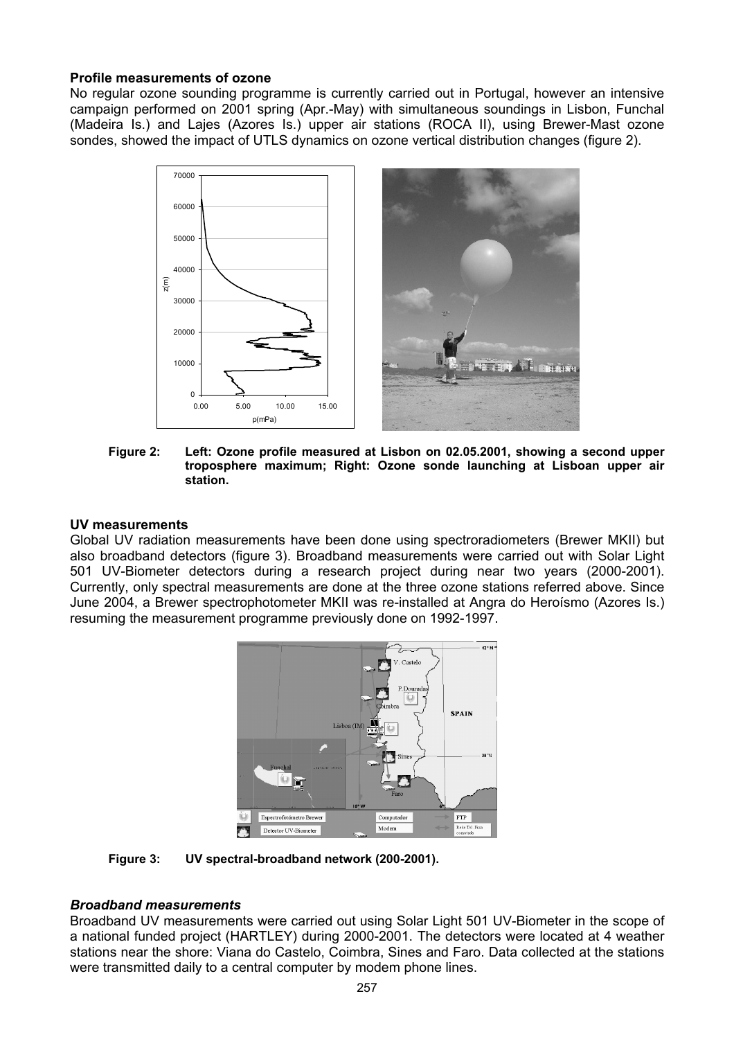**Profile measurements of ozone**

No regular ozone sounding programme is currently carried out in Portugal, however an intensive campaign performed on 2001 spring (Apr.-May) with simultaneous soundings in Lisbon, Funchal (Madeira Is.) and Lajes (Azores Is.) upper air stations (ROCA II), using Brewer-Mast ozone sondes, showed the impact of UTLS dynamics on ozone vertical distribution changes (figure 2).

70000
60000
50000
40000
z(m)
30000
20000
10000
0
0.00 5.00 10.00 15.00
p(mPa)

**Figure 2: Left: Ozone profile measured at Lisbon on 02.05.2001, showing a second upper troposphere maximum; Right: Ozone sonde launching at Lisboan upper air station.**

**UV measurements**

Global UV radiation measurements have been done using spectroradiometers (Brewer MKII) but also broadband detectors (figure 3). Broadband measurements were carried out with Solar Light 501 UV-Biometer detectors during a research project during near two years (2000-2001). Currently, only spectral measurements are done at the three ozone stations referred above. Since June 2004, a Brewer spectrophotometer MKII was re-installed at Angra do Heroísmo (Azores Is.) resuming the measurement programme previously done on 1992-1997.

V. Castelo
P.Douradas
Coimbra
SPAIN
Lisbon (IM)
Sines
Funchal
Faro
Espectrofotómetro Brewer
Detector UV-Biometer
Computador
Modem
FTP

**Figure 3: UV spectral-broadband network (200-2001).**

***Broadband measurements***

Broadband UV measurements were carried out using Solar Light 501 UV-Biometer in the scope of a national funded project (HARTLEY) during 2000-2001. The detectors were located at 4 weather stations near the shore: Viana do Castelo, Coimbra, Sines and Faro. Data collected at the stations were transmitted daily to a central computer by modem phone lines.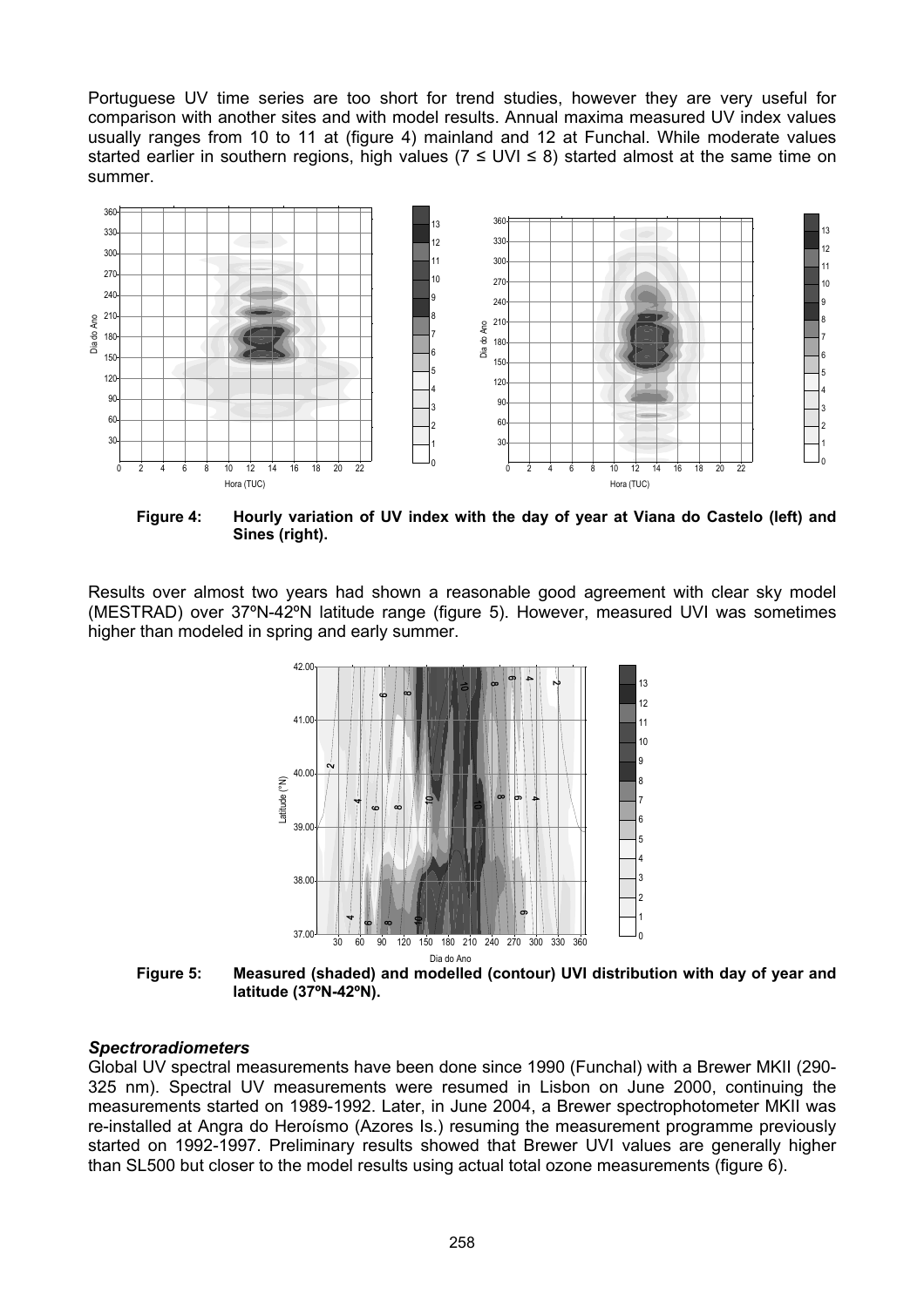Portuguese UV time series are too short for trend studies, however they are very useful for comparison with another sites and with model results. Annual maxima measured UV index values usually ranges from 10 to 11 at (figure 4) mainland and 12 at Funchal. While moderate values started earlier in southern regions, high values (7 ≤ UVI ≤ 8) started almost at the same time on summer.

Dia do Ano

360
330
300
270
240
210
180
150
120
90
60
30

0 2 4 6 8 10 12 14 16 18 20 22

Hora (TUC)

0 1 2 3 4 5 6 7 8 9 10 11 12 13

Dia do Ano

360
330
300
270
240
210
180
150
120
90
60
30

0 2 4 6 8 10 12 14 16 18 20 22

Hora (TUC)

0 1 2 3 4 5 6 7 8 9 10 11 12 13

**Figure 4: Hourly variation of UV index with the day of year at Viana do Castelo (left) and Sines (right).**

Results over almost two years had shown a reasonable good agreement with clear sky model (MESTRAD) over 37ºN-42ºN latitude range (figure 5). However, measured UVI was sometimes higher than modeled in spring and early summer.

Latitude (ºN)

42.00
41.00
40.00
39.00
38.00
37.00

30 60 90 120 150 180 210 240 270 300 330 360

Dia do Ano

0 1 2 3 4 5 6 7 8 9 10 11 12 13

**Figure 5: Measured (shaded) and modelled (contour) UVI distribution with day of year and latitude (37ºN-42ºN).**

### *Spectroradiometers*

Global UV spectral measurements have been done since 1990 (Funchal) with a Brewer MKII (290-325 nm). Spectral UV measurements were resumed in Lisbon on June 2000, continuing the measurements started on 1989-1992. Later, in June 2004, a Brewer spectrophotometer MKII was re-installed at Angra do Heroísmo (Azores Is.) resuming the measurement programme previously started on 1992-1997. Preliminary results showed that Brewer UVI values are generally higher than SL500 but closer to the model results using actual total ozone measurements (figure 6).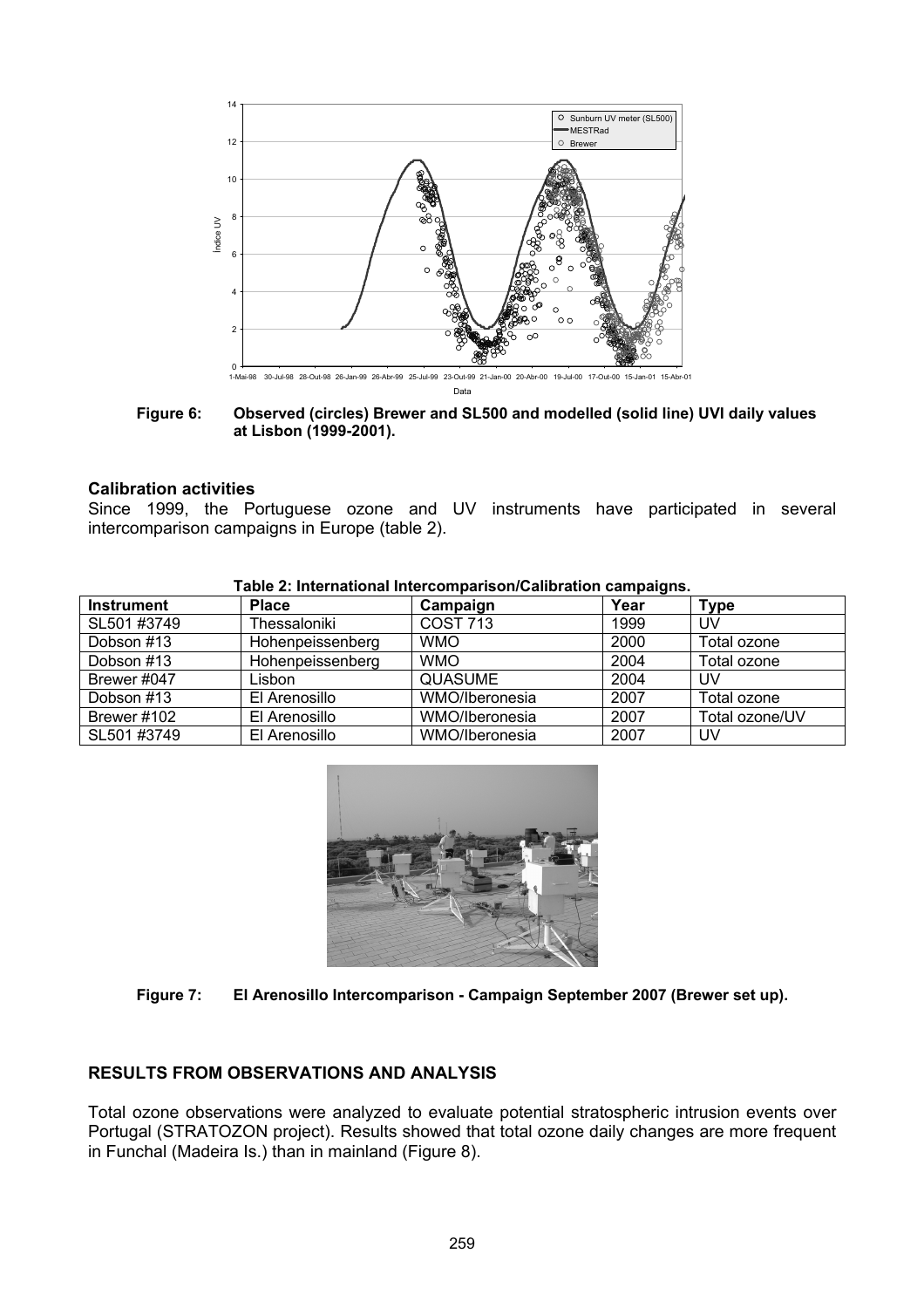14
12
10
8
6
4
2
0

Índice UV

Sunburn UV meter (SL500)
MESTRad
Brewer

1-Mai-98 30-Jul-98 28-Out-98 26-Jan-99 26-Abr-99 25-Jul-99 23-Out-99 21-Jan-00 20-Abr-00 19-Jul-00 17-Out-00 15-Jan-01 15-Abr-01

Data

**Figure 6: Observed (circles) Brewer and SL500 and modelled (solid line) UVI daily values at Lisbon (1999-2001).**

### Calibration activities

Since 1999, the Portuguese ozone and UV instruments have participated in several intercomparison campaigns in Europe (table 2).

**Table 2: International Intercomparison/Calibration campaigns.**

| Instrument | Place | Campaign | Year | Type |
|---|---|---|---|---|
| SL501 #3749 | Thessaloniki | COST 713 | 1999 | UV |
| Dobson #13 | Hohenpeissenberg | WMO | 2000 | Total ozone |
| Dobson #13 | Hohenpeissenberg | WMO | 2004 | Total ozone |
| Brewer #047 | Lisbon | QUASUME | 2004 | UV |
| Dobson #13 | El Arenosillo | WMO/Iberonesia | 2007 | Total ozone |
| Brewer #102 | El Arenosillo | WMO/Iberonesia | 2007 | Total ozone/UV |
| SL501 #3749 | El Arenosillo | WMO/Iberonesia | 2007 | UV |

**Figure 7: El Arenosillo Intercomparison - Campaign September 2007 (Brewer set up).**

## RESULTS FROM OBSERVATIONS AND ANALYSIS

Total ozone observations were analyzed to evaluate potential stratospheric intrusion events over Portugal (STRATOZON project). Results showed that total ozone daily changes are more frequent in Funchal (Madeira Is.) than in mainland (Figure 8).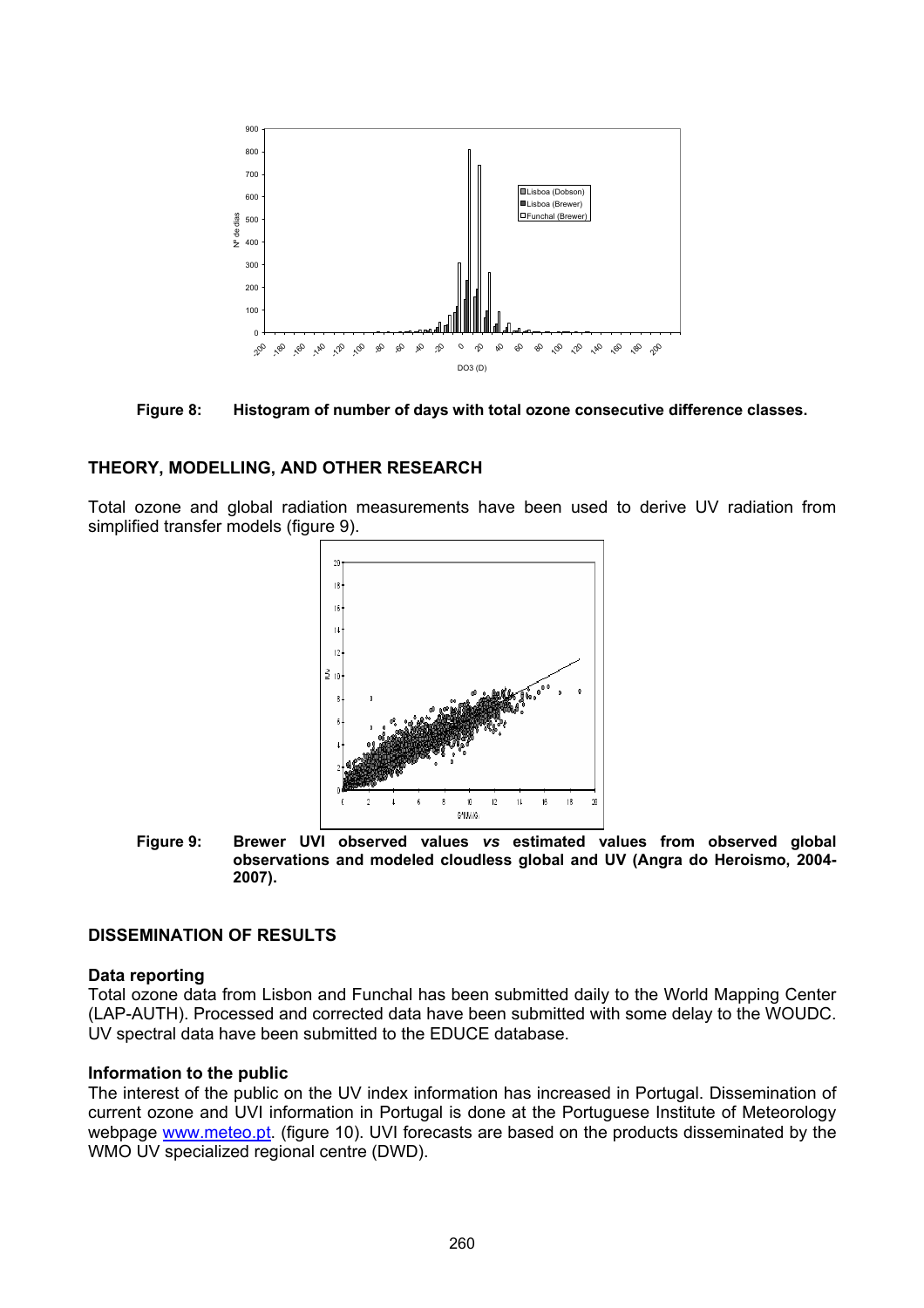900
800
700
600
500
400
300
200
100
0

Nº de dias

Lisboa (Dobson)
Lisboa (Brewer)
Funchal (Brewer)

-200 -180 -160 -140 -120 -100 -80 -60 -40 -20 0 20 40 60 80 100 120 140 160 180 200

DO3 (D)

**Figure 8: Histogram of number of days with total ozone consecutive difference classes.**

## THEORY, MODELLING, AND OTHER RESEARCH

Total ozone and global radiation measurements have been used to derive UV radiation from simplified transfer models (figure 9).

20
18
16
14
12
10
8
6
4
2
0

UVI

0 2 4 6 8 10 12 14 16 18 20

UVI(M,G)

**Figure 9: Brewer UVI observed values *vs* estimated values from observed global observations and modeled cloudless global and UV (Angra do Heroismo, 2004-2007).**

## DISSEMINATION OF RESULTS

### Data reporting

Total ozone data from Lisbon and Funchal has been submitted daily to the World Mapping Center (LAP-AUTH). Processed and corrected data have been submitted with some delay to the WOUDC. UV spectral data have been submitted to the EDUCE database.

### Information to the public

The interest of the public on the UV index information has increased in Portugal. Dissemination of current ozone and UVI information in Portugal is done at the Portuguese Institute of Meteorology webpage [www.meteo.pt](http://www.meteo.pt). (figure 10). UVI forecasts are based on the products disseminated by the WMO UV specialized regional centre (DWD).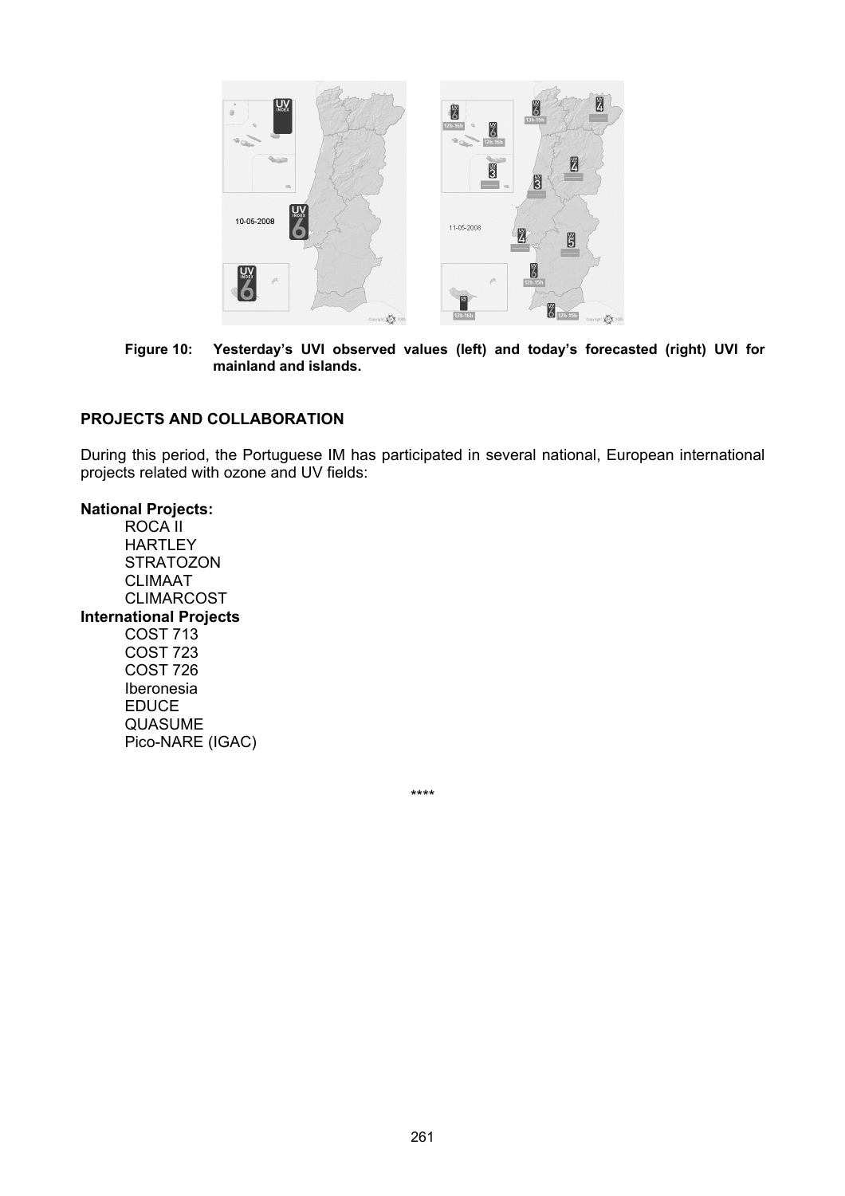10-05-2008

UV INDEX 6

11-05-2008

**Figure 10: Yesterday's UVI observed values (left) and today's forecasted (right) UVI for mainland and islands.**

## PROJECTS AND COLLABORATION

During this period, the Portuguese IM has participated in several national, European international projects related with ozone and UV fields:

**National Projects:**

- ROCA II
- HARTLEY
- STRATOZON
- CLIMAAT
- CLIMARCOST

**International Projects**

- COST 713
- COST 723
- COST 726
- Iberonesia
- EDUCE
- QUASUME
- Pico-NARE (IGAC)

\*\*\*\*